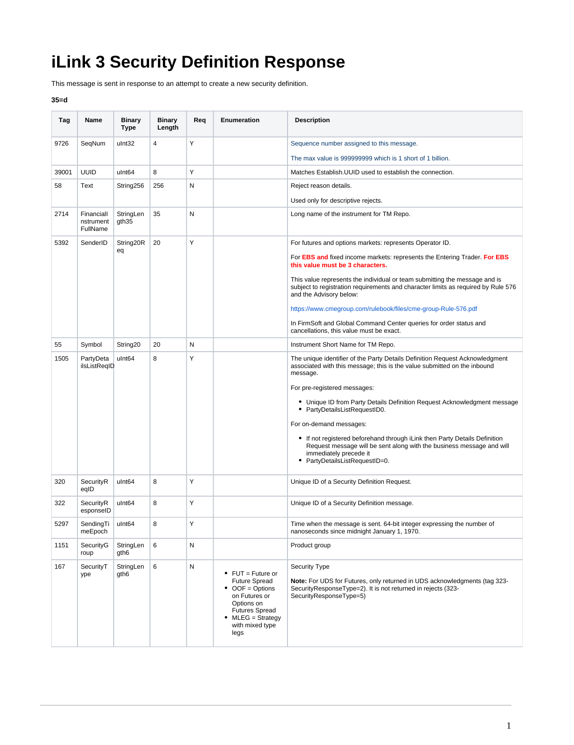# iLink 3 Security Definition Response

This message is sent in response to an attempt to create a new security definition.

**35=d**

| Tag | Name | Binary Type | Binary Length | Req | Enumeration | Description |
|---|---|---|---|---|---|---|
| 9726 | SeqNum | uInt32 | 4 | Y | | Sequence number assigned to this message.<br><br>The max value is 999999999 which is 1 short of 1 billion. |
| 39001 | UUID | uInt64 | 8 | Y | | Matches Establish.UUID used to establish the connection. |
| 58 | Text | String256 | 256 | N | | Reject reason details.<br><br>Used only for descriptive rejects. |
| 2714 | FinancialInstrumentFullName | StringLength35 | 35 | N | | Long name of the instrument for TM Repo. |
| 5392 | SenderID | String20Req | 20 | Y | | For futures and options markets: represents Operator ID.<br><br>For **EBS and** fixed income markets: represents the Entering Trader. **For EBS this value must be 3 characters.**<br><br>This value represents the individual or team submitting the message and is subject to registration requirements and character limits as required by Rule 576 and the Advisory below:<br><br>https://www.cmegroup.com/rulebook/files/cme-group-Rule-576.pdf<br><br>In FirmSoft and Global Command Center queries for order status and cancellations, this value must be exact. |
| 55 | Symbol | String20 | 20 | N | | Instrument Short Name for TM Repo. |
| 1505 | PartyDetailsListReqID | uInt64 | 8 | Y | | The unique identifier of the Party Details Definition Request Acknowledgment associated with this message; this is the value submitted on the inbound message.<br><br>For pre-registered messages:<br><br>• Unique ID from Party Details Definition Request Acknowledgment message<br>• PartyDetailsListRequestID0.<br><br>For on-demand messages:<br><br>• If not registered beforehand through iLink then Party Details Definition Request message will be sent along with the business message and will immediately precede it<br>• PartyDetailsListRequestID=0. |
| 320 | SecurityReqID | uInt64 | 8 | Y | | Unique ID of a Security Definition Request. |
| 322 | SecurityResponseID | uInt64 | 8 | Y | | Unique ID of a Security Definition message. |
| 5297 | SendingTimeEpoch | uInt64 | 8 | Y | | Time when the message is sent. 64-bit integer expressing the number of nanoseconds since midnight January 1, 1970. |
| 1151 | SecurityGroup | StringLength6 | 6 | N | | Product group |
| 167 | SecurityType | StringLength6 | 6 | N | • FUT = Future or Future Spread<br>• OOF = Options on Futures or Options on Futures Spread<br>• MLEG = Strategy with mixed type legs | Security Type<br><br>**Note:** For UDS for Futures, only returned in UDS acknowledgments (tag 323-SecurityResponseType=2). It is not returned in rejects (323-SecurityResponseType=5) |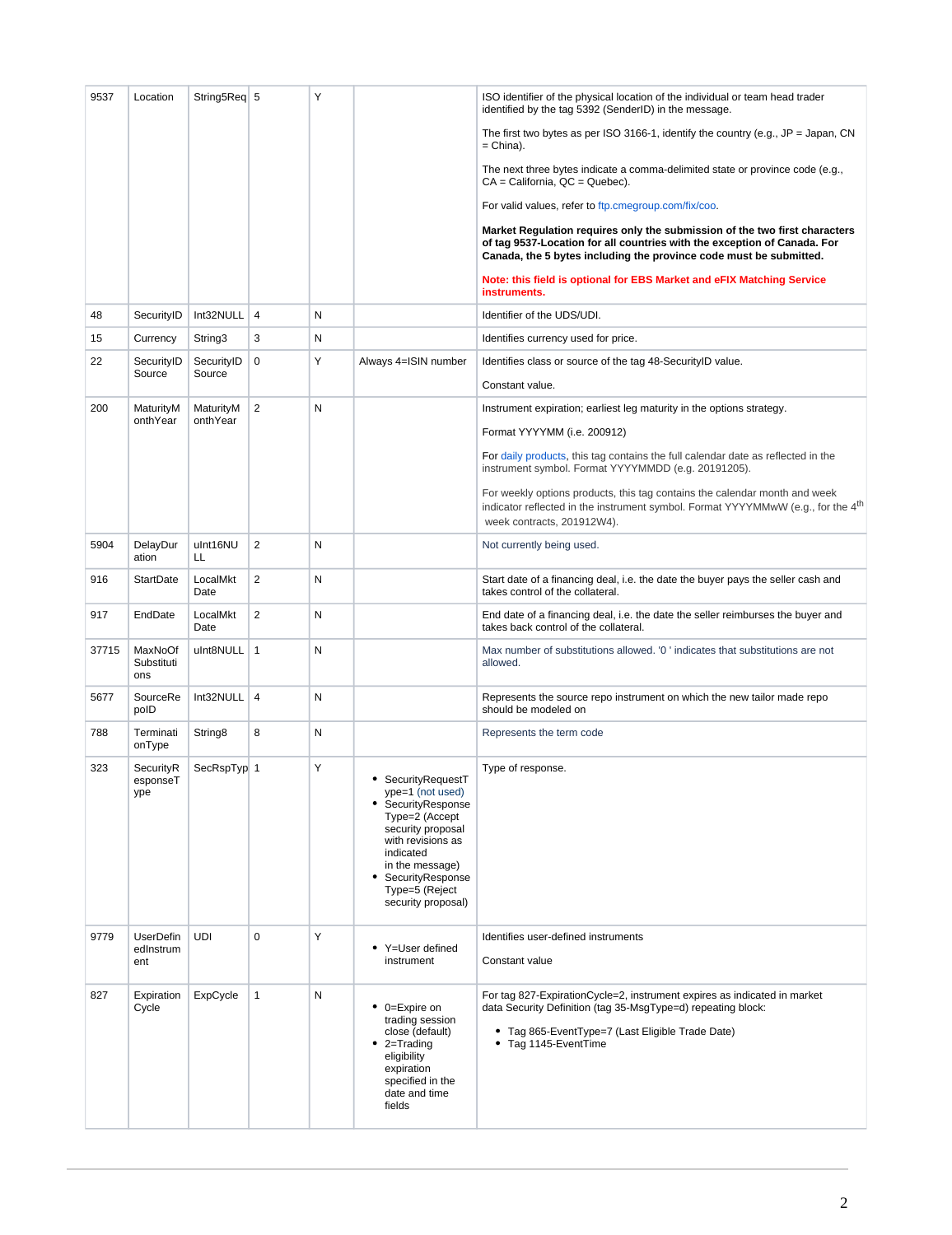| | | | | | | |
|---|---|---|---|---|---|---|
| 9537 | Location | String5Req | 5 | Y | | ISO identifier of the physical location of the individual or team head trader identified by the tag 5392 (SenderID) in the message.<br><br>The first two bytes as per ISO 3166-1, identify the country (e.g., JP = Japan, CN = China).<br><br>The next three bytes indicate a comma-delimited state or province code (e.g., CA = California, QC = Quebec).<br><br>For valid values, refer to ftp.cmegroup.com/fix/coo.<br><br>**Market Regulation requires only the submission of the two first characters of tag 9537-Location for all countries with the exception of Canada. For Canada, the 5 bytes including the province code must be submitted.**<br><br>**Note: this field is optional for EBS Market and eFIX Matching Service instruments.** |
| 48 | SecurityID | Int32NULL | 4 | N | | Identifier of the UDS/UDI. |
| 15 | Currency | String3 | 3 | N | | Identifies currency used for price. |
| 22 | SecurityID Source | SecurityID Source | 0 | Y | Always 4=ISIN number | Identifies class or source of the tag 48-SecurityID value.<br><br>Constant value. |
| 200 | MaturityMonthYear | MaturityMonthYear | 2 | N | | Instrument expiration; earliest leg maturity in the options strategy.<br><br>Format YYYYMM (i.e. 200912)<br><br>For daily products, this tag contains the full calendar date as reflected in the instrument symbol. Format YYYYMMDD (e.g. 20191205).<br><br>For weekly options products, this tag contains the calendar month and week indicator reflected in the instrument symbol. Format YYYYMMwW (e.g., for the 4th week contracts, 201912W4). |
| 5904 | DelayDuration | uInt16NULL | 2 | N | | Not currently being used. |
| 916 | StartDate | LocalMktDate | 2 | N | | Start date of a financing deal, i.e. the date the buyer pays the seller cash and takes control of the collateral. |
| 917 | EndDate | LocalMktDate | 2 | N | | End date of a financing deal, i.e. the date the seller reimburses the buyer and takes back control of the collateral. |
| 37715 | MaxNoOfSubstitutions | uInt8NULL | 1 | N | | Max number of substitutions allowed. '0 ' indicates that substitutions are not allowed. |
| 5677 | SourceRepoID | Int32NULL | 4 | N | | Represents the source repo instrument on which the new tailor made repo should be modeled on |
| 788 | TerminationType | String8 | 8 | N | | Represents the term code |
| 323 | SecurityResponseType | SecRspTyp | 1 | Y | • SecurityRequestType=1 (not used)<br>• SecurityResponseType=2 (Accept security proposal with revisions as indicated in the message)<br>• SecurityResponseType=5 (Reject security proposal) | Type of response. |
| 9779 | UserDefinedInstrument | UDI | 0 | Y | • Y=User defined instrument | Identifies user-defined instruments<br><br>Constant value |
| 827 | ExpirationCycle | ExpCycle | 1 | N | • 0=Expire on trading session close (default)<br>• 2=Trading eligibility expiration specified in the date and time fields | For tag 827-ExpirationCycle=2, instrument expires as indicated in market data Security Definition (tag 35-MsgType=d) repeating block:<br>• Tag 865-EventType=7 (Last Eligible Trade Date)<br>• Tag 1145-EventTime |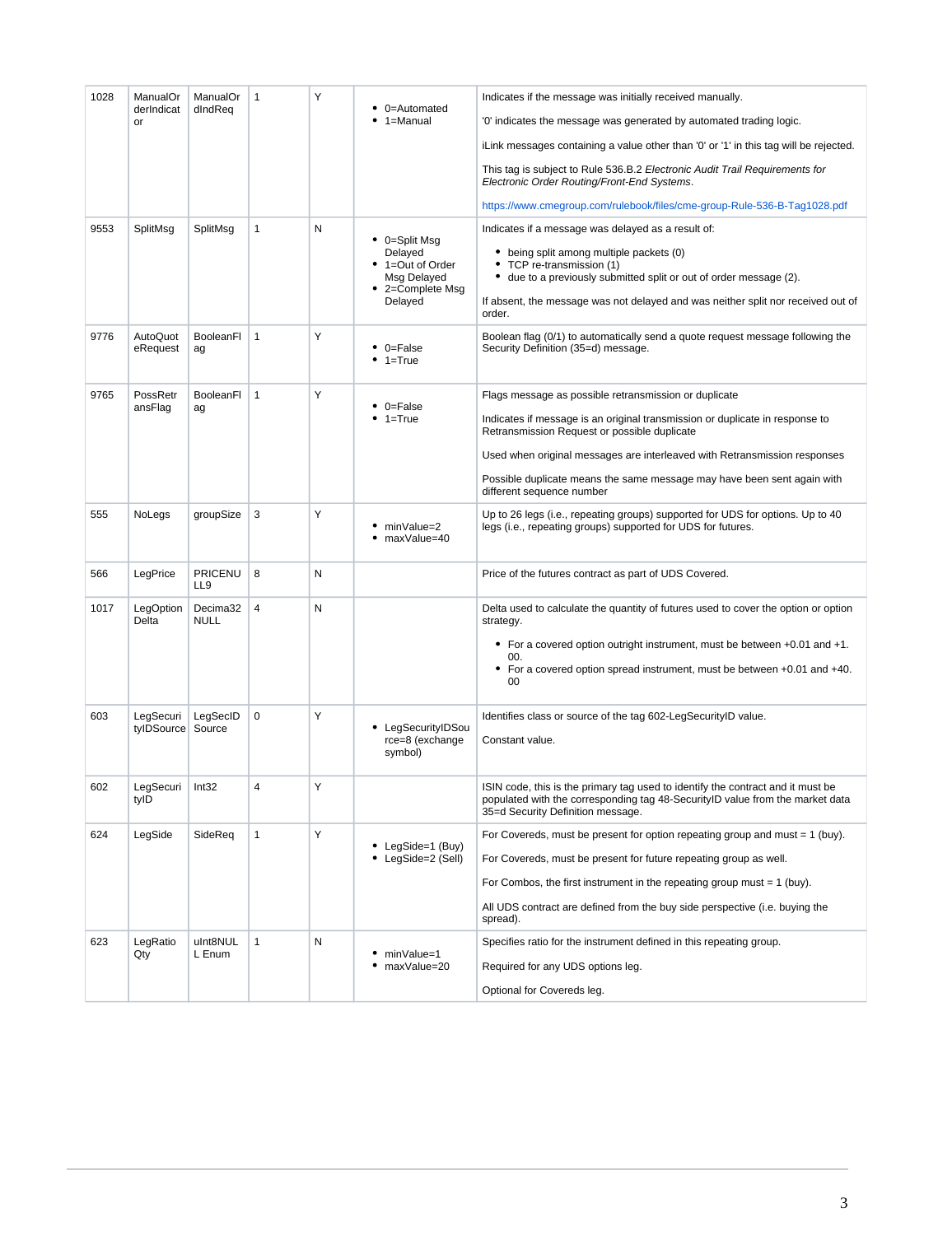| | | | | | | |
|---|---|---|---|---|---|---|
| 1028 | ManualOrderIndicator | ManualOrdIndReq | 1 | Y | • 0=Automated<br>• 1=Manual | Indicates if the message was initially received manually.<br><br>'0' indicates the message was generated by automated trading logic.<br><br>iLink messages containing a value other than '0' or '1' in this tag will be rejected.<br><br>This tag is subject to Rule 536.B.2 *Electronic Audit Trail Requirements for Electronic Order Routing/Front-End Systems*.<br><br>https://www.cmegroup.com/rulebook/files/cme-group-Rule-536-B-Tag1028.pdf |
| 9553 | SplitMsg | SplitMsg | 1 | N | • 0=Split Msg Delayed<br>• 1=Out of Order Msg Delayed<br>• 2=Complete Msg Delayed | Indicates if a message was delayed as a result of:<br><br>• being split among multiple packets (0)<br>• TCP re-transmission (1)<br>• due to a previously submitted split or out of order message (2).<br><br>If absent, the message was not delayed and was neither split nor received out of order. |
| 9776 | AutoQuoteRequest | BooleanFlag | 1 | Y | • 0=False<br>• 1=True | Boolean flag (0/1) to automatically send a quote request message following the Security Definition (35=d) message. |
| 9765 | PossRetransFlag | BooleanFlag | 1 | Y | • 0=False<br>• 1=True | Flags message as possible retransmission or duplicate<br><br>Indicates if message is an original transmission or duplicate in response to Retransmission Request or possible duplicate<br><br>Used when original messages are interleaved with Retransmission responses<br><br>Possible duplicate means the same message may have been sent again with different sequence number |
| 555 | NoLegs | groupSize | 3 | Y | • minValue=2<br>• maxValue=40 | Up to 26 legs (i.e., repeating groups) supported for UDS for options. Up to 40 legs (i.e., repeating groups) supported for UDS for futures. |
| 566 | LegPrice | PRICENULL9 | 8 | N | | Price of the futures contract as part of UDS Covered. |
| 1017 | LegOptionDelta | Decimal32NULL | 4 | N | | Delta used to calculate the quantity of futures used to cover the option or option strategy.<br><br>• For a covered option outright instrument, must be between +0.01 and +1.00.<br>• For a covered option spread instrument, must be between +0.01 and +40.00 |
| 603 | LegSecurityIDSource | LegSecIDSource | 0 | Y | • LegSecurityIDSource=8 (exchange symbol) | Identifies class or source of the tag 602-LegSecurityID value.<br><br>Constant value. |
| 602 | LegSecurityID | Int32 | 4 | Y | | ISIN code, this is the primary tag used to identify the contract and it must be populated with the corresponding tag 48-SecurityID value from the market data 35=d Security Definition message. |
| 624 | LegSide | SideReq | 1 | Y | • LegSide=1 (Buy)<br>• LegSide=2 (Sell) | For Covereds, must be present for option repeating group and must = 1 (buy).<br><br>For Covereds, must be present for future repeating group as well.<br><br>For Combos, the first instrument in the repeating group must = 1 (buy).<br><br>All UDS contract are defined from the buy side perspective (i.e. buying the spread). |
| 623 | LegRatioQty | uInt8NULL Enum | 1 | N | • minValue=1<br>• maxValue=20 | Specifies ratio for the instrument defined in this repeating group.<br><br>Required for any UDS options leg.<br><br>Optional for Covereds leg. |